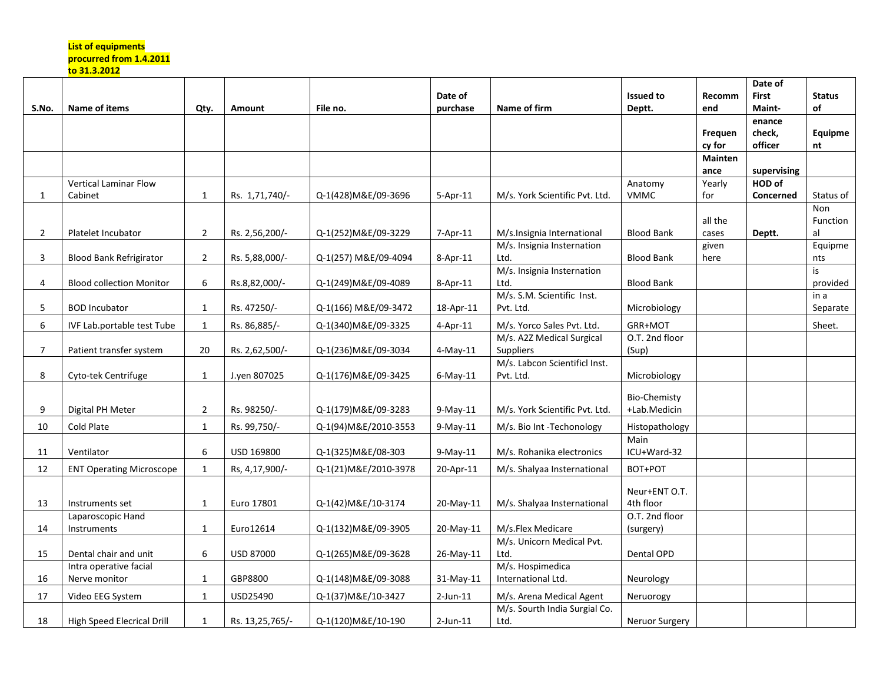**List of equipments procured from 1.4.2011 to 31.3.2012**

| S.No. | Name of items | Qty. | Amount | File no. | Date of purchase | Name of firm | Issued to Deptt. | Recommend Frequency for Maintenance | Date of First Maint-enance check, officer supervising | Status of Equipment |
|---|---|---|---|---|---|---|---|---|---|---|
| 1 | Vertical Laminar Flow Cabinet | 1 | Rs. 1,71,740/- | Q-1(428)M&E/09-3696 | 5-Apr-11 | M/s. York Scientific Pvt. Ltd. | Anatomy VMMC | Yearly for | HOD of Concerned | Status of |
| 2 | Platelet Incubator | 2 | Rs. 2,56,200/- | Q-1(252)M&E/09-3229 | 7-Apr-11 | M/s.Insignia International | Blood Bank | all the cases | Deptt. | Non Functional |
| 3 | Blood Bank Refrigirator | 2 | Rs. 5,88,000/- | Q-1(257) M&E/09-4094 | 8-Apr-11 | M/s. Insignia Insternation Ltd. | Blood Bank | given here | | Equipments |
| 4 | Blood collection Monitor | 6 | Rs.8,82,000/- | Q-1(249)M&E/09-4089 | 8-Apr-11 | M/s. Insignia Insternation Ltd. | Blood Bank | | | is provided |
| 5 | BOD Incubator | 1 | Rs. 47250/- | Q-1(166) M&E/09-3472 | 18-Apr-11 | M/s. S.M. Scientific Inst. Pvt. Ltd. | Microbiology | | | in a Separate |
| 6 | IVF Lab.portable test Tube | 1 | Rs. 86,885/- | Q-1(340)M&E/09-3325 | 4-Apr-11 | M/s. Yorco Sales Pvt. Ltd. | GRR+MOT | | | Sheet. |
| 7 | Patient transfer system | 20 | Rs. 2,62,500/- | Q-1(236)M&E/09-3034 | 4-May-11 | M/s. A2Z Medical Surgical Suppliers | O.T. 2nd floor (Sup) | | | |
| 8 | Cyto-tek Centrifuge | 1 | J.yen 807025 | Q-1(176)M&E/09-3425 | 6-May-11 | M/s. Labcon Scientificl Inst. Pvt. Ltd. | Microbiology | | | |
| 9 | Digital PH Meter | 2 | Rs. 98250/- | Q-1(179)M&E/09-3283 | 9-May-11 | M/s. York Scientific Pvt. Ltd. | Bio-Chemisty +Lab.Medicin | | | |
| 10 | Cold Plate | 1 | Rs. 99,750/- | Q-1(94)M&E/2010-3553 | 9-May-11 | M/s. Bio Int -Techonology | Histopathology | | | |
| 11 | Ventilator | 6 | USD 169800 | Q-1(325)M&E/08-303 | 9-May-11 | M/s. Rohanika electronics | Main ICU+Ward-32 | | | |
| 12 | ENT Operating Microscope | 1 | Rs, 4,17,900/- | Q-1(21)M&E/2010-3978 | 20-Apr-11 | M/s. Shalyaa International | BOT+POT | | | |
| 13 | Instruments set | 1 | Euro 17801 | Q-1(42)M&E/10-3174 | 20-May-11 | M/s. Shalyaa International | Neur+ENT O.T. 4th floor | | | |
| 14 | Laparoscopic Hand Instruments | 1 | Euro12614 | Q-1(132)M&E/09-3905 | 20-May-11 | M/s.Flex Medicare | O.T. 2nd floor (surgery) | | | |
| 15 | Dental chair and unit | 6 | USD 87000 | Q-1(265)M&E/09-3628 | 26-May-11 | M/s. Unicorn Medical Pvt. Ltd. | Dental OPD | | | |
| 16 | Intra operative facial Nerve monitor | 1 | GBP8800 | Q-1(148)M&E/09-3088 | 31-May-11 | M/s. Hospimedica International Ltd. | Neurology | | | |
| 17 | Video EEG System | 1 | USD25490 | Q-1(37)M&E/10-3427 | 2-Jun-11 | M/s. Arena Medical Agent | Neruorogy | | | |
| 18 | High Speed Elecrical Drill | 1 | Rs. 13,25,765/- | Q-1(120)M&E/10-190 | 2-Jun-11 | M/s. South India Surgial Co. Ltd. | Neruor Surgery | | | |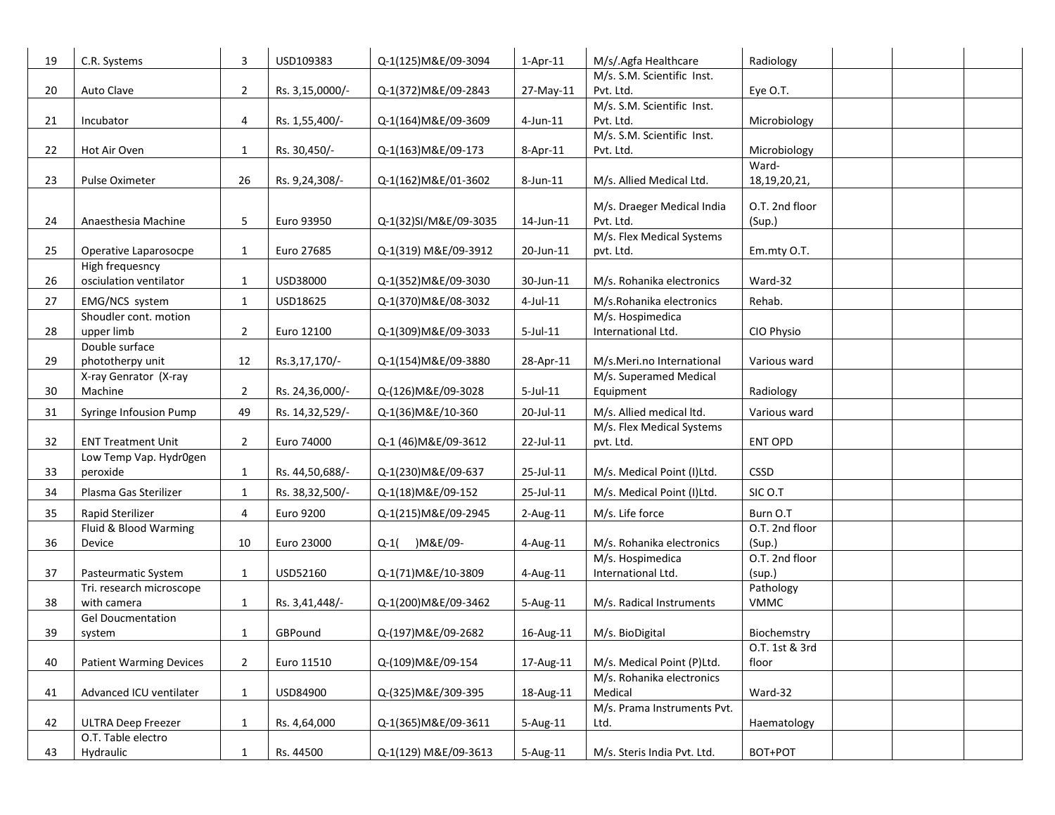| 19 | C.R. Systems | 3 | USD109383 | Q-1(125)M&E/09-3094 | 1-Apr-11 | M/s/.Agfa Healthcare | Radiology | | | |
|---|---|---|---|---|---|---|---|---|---|---|
| 20 | Auto Clave | 2 | Rs. 3,15,0000/- | Q-1(372)M&E/09-2843 | 27-May-11 | M/s. S.M. Scientific Inst. Pvt. Ltd. | Eye O.T. | | | |
| 21 | Incubator | 4 | Rs. 1,55,400/- | Q-1(164)M&E/09-3609 | 4-Jun-11 | M/s. S.M. Scientific Inst. Pvt. Ltd. | Microbiology | | | |
| 22 | Hot Air Oven | 1 | Rs. 30,450/- | Q-1(163)M&E/09-173 | 8-Apr-11 | M/s. S.M. Scientific Inst. Pvt. Ltd. | Microbiology | | | |
| 23 | Pulse Oximeter | 26 | Rs. 9,24,308/- | Q-1(162)M&E/01-3602 | 8-Jun-11 | M/s. Allied Medical Ltd. | Ward-18,19,20,21, | | | |
| 24 | Anaesthesia Machine | 5 | Euro 93950 | Q-1(32)SI/M&E/09-3035 | 14-Jun-11 | M/s. Draeger Medical India Pvt. Ltd. | O.T. 2nd floor (Sup.) | | | |
| 25 | Operative Laparosocpe | 1 | Euro 27685 | Q-1(319) M&E/09-3912 | 20-Jun-11 | M/s. Flex Medical Systems pvt. Ltd. | Em.mty O.T. | | | |
| 26 | High frequesncy osciulation ventilator | 1 | USD38000 | Q-1(352)M&E/09-3030 | 30-Jun-11 | M/s. Rohanika electronics | Ward-32 | | | |
| 27 | EMG/NCS system | 1 | USD18625 | Q-1(370)M&E/08-3032 | 4-Jul-11 | M/s.Rohanika electronics | Rehab. | | | |
| 28 | Shoudler cont. motion upper limb | 2 | Euro 12100 | Q-1(309)M&E/09-3033 | 5-Jul-11 | M/s. Hospimedica International Ltd. | CIO Physio | | | |
| 29 | Double surface phototherpy unit | 12 | Rs.3,17,170/- | Q-1(154)M&E/09-3880 | 28-Apr-11 | M/s.Meri.no International | Various ward | | | |
| 30 | X-ray Genrator (X-ray Machine | 2 | Rs. 24,36,000/- | Q-(126)M&E/09-3028 | 5-Jul-11 | M/s. Superamed Medical Equipment | Radiology | | | |
| 31 | Syringe Infousion Pump | 49 | Rs. 14,32,529/- | Q-1(36)M&E/10-360 | 20-Jul-11 | M/s. Allied medical ltd. | Various ward | | | |
| 32 | ENT Treatment Unit | 2 | Euro 74000 | Q-1 (46)M&E/09-3612 | 22-Jul-11 | M/s. Flex Medical Systems pvt. Ltd. | ENT OPD | | | |
| 33 | Low Temp Vap. Hydr0gen peroxide | 1 | Rs. 44,50,688/- | Q-1(230)M&E/09-637 | 25-Jul-11 | M/s. Medical Point (I)Ltd. | CSSD | | | |
| 34 | Plasma Gas Sterilizer | 1 | Rs. 38,32,500/- | Q-1(18)M&E/09-152 | 25-Jul-11 | M/s. Medical Point (I)Ltd. | SIC O.T | | | |
| 35 | Rapid Sterilizer | 4 | Euro 9200 | Q-1(215)M&E/09-2945 | 2-Aug-11 | M/s. Life force | Burn O.T | | | |
| 36 | Fluid & Blood Warming Device | 10 | Euro 23000 | Q-1( )M&E/09- | 4-Aug-11 | M/s. Rohanika electronics | O.T. 2nd floor (Sup.) | | | |
| 37 | Pasteurmatic System | 1 | USD52160 | Q-1(71)M&E/10-3809 | 4-Aug-11 | M/s. Hospimedica International Ltd. | O.T. 2nd floor (sup.) | | | |
| 38 | Tri. research microscope with camera | 1 | Rs. 3,41,448/- | Q-1(200)M&E/09-3462 | 5-Aug-11 | M/s. Radical Instruments | Pathology VMMC | | | |
| 39 | Gel Doucmentation system | 1 | GBPound | Q-(197)M&E/09-2682 | 16-Aug-11 | M/s. BioDigital | Biochemstry | | | |
| 40 | Patient Warming Devices | 2 | Euro 11510 | Q-(109)M&E/09-154 | 17-Aug-11 | M/s. Medical Point (P)Ltd. | O.T. 1st & 3rd floor | | | |
| 41 | Advanced ICU ventilater | 1 | USD84900 | Q-(325)M&E/309-395 | 18-Aug-11 | M/s. Rohanika electronics Medical | Ward-32 | | | |
| 42 | ULTRA Deep Freezer | 1 | Rs. 4,64,000 | Q-1(365)M&E/09-3611 | 5-Aug-11 | M/s. Prama Instruments Pvt. Ltd. | Haematology | | | |
| 43 | O.T. Table electro Hydraulic | 1 | Rs. 44500 | Q-1(129) M&E/09-3613 | 5-Aug-11 | M/s. Steris India Pvt. Ltd. | BOT+POT | | | |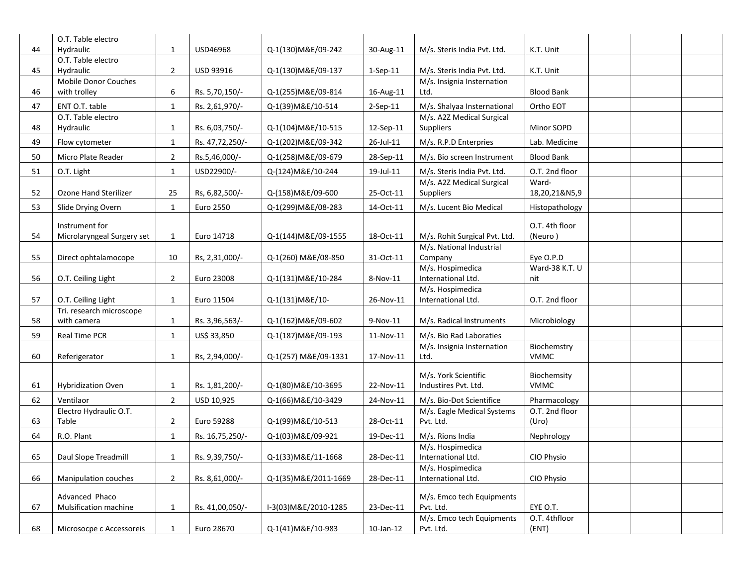| | | | | | | | | | |
|---|---|---|---|---|---|---|---|---|---|
| 44 | O.T. Table electro Hydraulic | 1 | USD46968 | Q-1(130)M&E/09-242 | 30-Aug-11 | M/s. Steris India Pvt. Ltd. | K.T. Unit | | | |
| 45 | O.T. Table electro Hydraulic | 2 | USD 93916 | Q-1(130)M&E/09-137 | 1-Sep-11 | M/s. Steris India Pvt. Ltd. | K.T. Unit | | | |
| 46 | Mobile Donor Couches with trolley | 6 | Rs. 5,70,150/- | Q-1(255)M&E/09-814 | 16-Aug-11 | M/s. Insignia Insternation Ltd. | Blood Bank | | | |
| 47 | ENT O.T. table | 1 | Rs. 2,61,970/- | Q-1(39)M&E/10-514 | 2-Sep-11 | M/s. Shalyaa International | Ortho EOT | | | |
| 48 | O.T. Table electro Hydraulic | 1 | Rs. 6,03,750/- | Q-1(104)M&E/10-515 | 12-Sep-11 | M/s. A2Z Medical Surgical Suppliers | Minor SOPD | | | |
| 49 | Flow cytometer | 1 | Rs. 47,72,250/- | Q-1(202)M&E/09-342 | 26-Jul-11 | M/s. R.P.D Enterpries | Lab. Medicine | | | |
| 50 | Micro Plate Reader | 2 | Rs.5,46,000/- | Q-1(258)M&E/09-679 | 28-Sep-11 | M/s. Bio screen Instrument | Blood Bank | | | |
| 51 | O.T. Light | 1 | USD22900/- | Q-(124)M&E/10-244 | 19-Jul-11 | M/s. Steris India Pvt. Ltd. | O.T. 2nd floor | | | |
| 52 | Ozone Hand Sterilizer | 25 | Rs, 6,82,500/- | Q-(158)M&E/09-600 | 25-Oct-11 | M/s. A2Z Medical Surgical Suppliers | Ward-18,20,21&N5,9 | | | |
| 53 | Slide Drying Overn | 1 | Euro 2550 | Q-1(299)M&E/08-283 | 14-Oct-11 | M/s. Lucent Bio Medical | Histopathology | | | |
| 54 | Instrument for Microlaryngeal Surgery set | 1 | Euro 14718 | Q-1(144)M&E/09-1555 | 18-Oct-11 | M/s. Rohit Surgical Pvt. Ltd. | O.T. 4th floor (Neuro ) | | | |
| 55 | Direct ophtalamocope | 10 | Rs, 2,31,000/- | Q-1(260) M&E/08-850 | 31-Oct-11 | M/s. National Industrial Company | Eye O.P.D | | | |
| 56 | O.T. Ceiling Light | 2 | Euro 23008 | Q-1(131)M&E/10-284 | 8-Nov-11 | M/s. Hospimedica International Ltd. | Ward-38 K.T. U nit | | | |
| 57 | O.T. Ceiling Light | 1 | Euro 11504 | Q-1(131)M&E/10- | 26-Nov-11 | M/s. Hospimedica International Ltd. | O.T. 2nd floor | | | |
| 58 | Tri. research microscope with camera | 1 | Rs. 3,96,563/- | Q-1(162)M&E/09-602 | 9-Nov-11 | M/s. Radical Instruments | Microbiology | | | |
| 59 | Real Time PCR | 1 | US$ 33,850 | Q-1(187)M&E/09-193 | 11-Nov-11 | M/s. Bio Rad Laboraties | | | | |
| 60 | Referigerator | 1 | Rs, 2,94,000/- | Q-1(257) M&E/09-1331 | 17-Nov-11 | M/s. Insignia Insternation Ltd. | Biochemstry VMMC | | | |
| 61 | Hybridization Oven | 1 | Rs. 1,81,200/- | Q-1(80)M&E/10-3695 | 22-Nov-11 | M/s. York Scientific Industires Pvt. Ltd. | Biochemsity VMMC | | | |
| 62 | Ventilaor | 2 | USD 10,925 | Q-1(66)M&E/10-3429 | 24-Nov-11 | M/s. Bio-Dot Scientifice | Pharmacology | | | |
| 63 | Electro Hydraulic O.T. Table | 2 | Euro 59288 | Q-1(99)M&E/10-513 | 28-Oct-11 | M/s. Eagle Medical Systems Pvt. Ltd. | O.T. 2nd floor (Uro) | | | |
| 64 | R.O. Plant | 1 | Rs. 16,75,250/- | Q-1(03)M&E/09-921 | 19-Dec-11 | M/s. Rions India | Nephrology | | | |
| 65 | Daul Slope Treadmill | 1 | Rs. 9,39,750/- | Q-1(33)M&E/11-1668 | 28-Dec-11 | M/s. Hospimedica International Ltd. | CIO Physio | | | |
| 66 | Manipulation couches | 2 | Rs. 8,61,000/- | Q-1(35)M&E/2011-1669 | 28-Dec-11 | M/s. Hospimedica International Ltd. | CIO Physio | | | |
| 67 | Advanced Phaco Mulsification machine | 1 | Rs. 41,00,050/- | I-3(03)M&E/2010-1285 | 23-Dec-11 | M/s. Emco tech Equipments Pvt. Ltd. | EYE O.T. | | | |
| 68 | Microsocpe c Accessoreis | 1 | Euro 28670 | Q-1(41)M&E/10-983 | 10-Jan-12 | M/s. Emco tech Equipments Pvt. Ltd. | O.T. 4thfloor (ENT) | | | |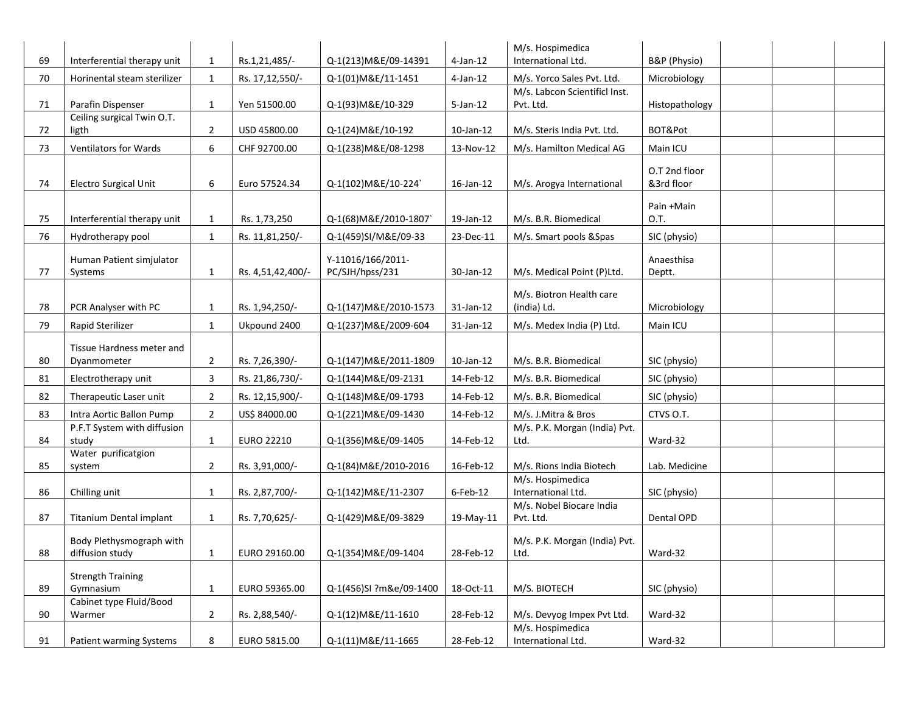| 69 | Interferential therapy unit | 1 | Rs.1,21,485/- | Q-1(213)M&E/09-14391 | 4-Jan-12 | M/s. Hospimedica International Ltd. | B&P (Physio) | | | |
|---|---|---|---|---|---|---|---|---|---|---|
| 70 | Horinental steam sterilizer | 1 | Rs. 17,12,550/- | Q-1(01)M&E/11-1451 | 4-Jan-12 | M/s. Yorco Sales Pvt. Ltd. | Microbiology | | | |
| 71 | Parafin Dispenser | 1 | Yen 51500.00 | Q-1(93)M&E/10-329 | 5-Jan-12 | M/s. Labcon Scientificl Inst. Pvt. Ltd. | Histopathology | | | |
| 72 | Ceiling surgical Twin O.T. ligth | 2 | USD 45800.00 | Q-1(24)M&E/10-192 | 10-Jan-12 | M/s. Steris India Pvt. Ltd. | BOT&Pot | | | |
| 73 | Ventilators for Wards | 6 | CHF 92700.00 | Q-1(238)M&E/08-1298 | 13-Nov-12 | M/s. Hamilton Medical AG | Main ICU | | | |
| 74 | Electro Surgical Unit | 6 | Euro 57524.34 | Q-1(102)M&E/10-224` | 16-Jan-12 | M/s. Arogya International | O.T 2nd floor &3rd floor | | | |
| 75 | Interferential therapy unit | 1 | Rs. 1,73,250 | Q-1(68)M&E/2010-1807` | 19-Jan-12 | M/s. B.R. Biomedical | Pain +Main O.T. | | | |
| 76 | Hydrotherapy pool | 1 | Rs. 11,81,250/- | Q-1(459)SI/M&E/09-33 | 23-Dec-11 | M/s. Smart pools &Spas | SIC (physio) | | | |
| 77 | Human Patient simjulator Systems | 1 | Rs. 4,51,42,400/- | Y-11016/166/2011-PC/SJH/hpss/231 | 30-Jan-12 | M/s. Medical Point (P)Ltd. | Anaesthisa Deptt. | | | |
| 78 | PCR Analyser with PC | 1 | Rs. 1,94,250/- | Q-1(147)M&E/2010-1573 | 31-Jan-12 | M/s. Biotron Health care (india) Ld. | Microbiology | | | |
| 79 | Rapid Sterilizer | 1 | Ukpound 2400 | Q-1(237)M&E/2009-604 | 31-Jan-12 | M/s. Medex India (P) Ltd. | Main ICU | | | |
| 80 | Tissue Hardness meter and Dyanmometer | 2 | Rs. 7,26,390/- | Q-1(147)M&E/2011-1809 | 10-Jan-12 | M/s. B.R. Biomedical | SIC (physio) | | | |
| 81 | Electrotherapy unit | 3 | Rs. 21,86,730/- | Q-1(144)M&E/09-2131 | 14-Feb-12 | M/s. B.R. Biomedical | SIC (physio) | | | |
| 82 | Therapeutic Laser unit | 2 | Rs. 12,15,900/- | Q-1(148)M&E/09-1793 | 14-Feb-12 | M/s. B.R. Biomedical | SIC (physio) | | | |
| 83 | Intra Aortic Ballon Pump | 2 | US$ 84000.00 | Q-1(221)M&E/09-1430 | 14-Feb-12 | M/s. J.Mitra & Bros | CTVS O.T. | | | |
| 84 | P.F.T System with diffusion study | 1 | EURO 22210 | Q-1(356)M&E/09-1405 | 14-Feb-12 | M/s. P.K. Morgan (India) Pvt. Ltd. | Ward-32 | | | |
| 85 | Water purificatgion system | 2 | Rs. 3,91,000/- | Q-1(84)M&E/2010-2016 | 16-Feb-12 | M/s. Rions India Biotech | Lab. Medicine | | | |
| 86 | Chilling unit | 1 | Rs. 2,87,700/- | Q-1(142)M&E/11-2307 | 6-Feb-12 | M/s. Hospimedica International Ltd. | SIC (physio) | | | |
| 87 | Titanium Dental implant | 1 | Rs. 7,70,625/- | Q-1(429)M&E/09-3829 | 19-May-11 | M/s. Nobel Biocare India Pvt. Ltd. | Dental OPD | | | |
| 88 | Body Plethysmograph with diffusion study | 1 | EURO 29160.00 | Q-1(354)M&E/09-1404 | 28-Feb-12 | M/s. P.K. Morgan (India) Pvt. Ltd. | Ward-32 | | | |
| 89 | Strength Training Gymnasium | 1 | EURO 59365.00 | Q-1(456)SI ?m&e/09-1400 | 18-Oct-11 | M/S. BIOTECH | SIC (physio) | | | |
| 90 | Cabinet type Fluid/Bood Warmer | 2 | Rs. 2,88,540/- | Q-1(12)M&E/11-1610 | 28-Feb-12 | M/s. Devyog Impex Pvt Ltd. | Ward-32 | | | |
| 91 | Patient warming Systems | 8 | EURO 5815.00 | Q-1(11)M&E/11-1665 | 28-Feb-12 | M/s. Hospimedica International Ltd. | Ward-32 | | | |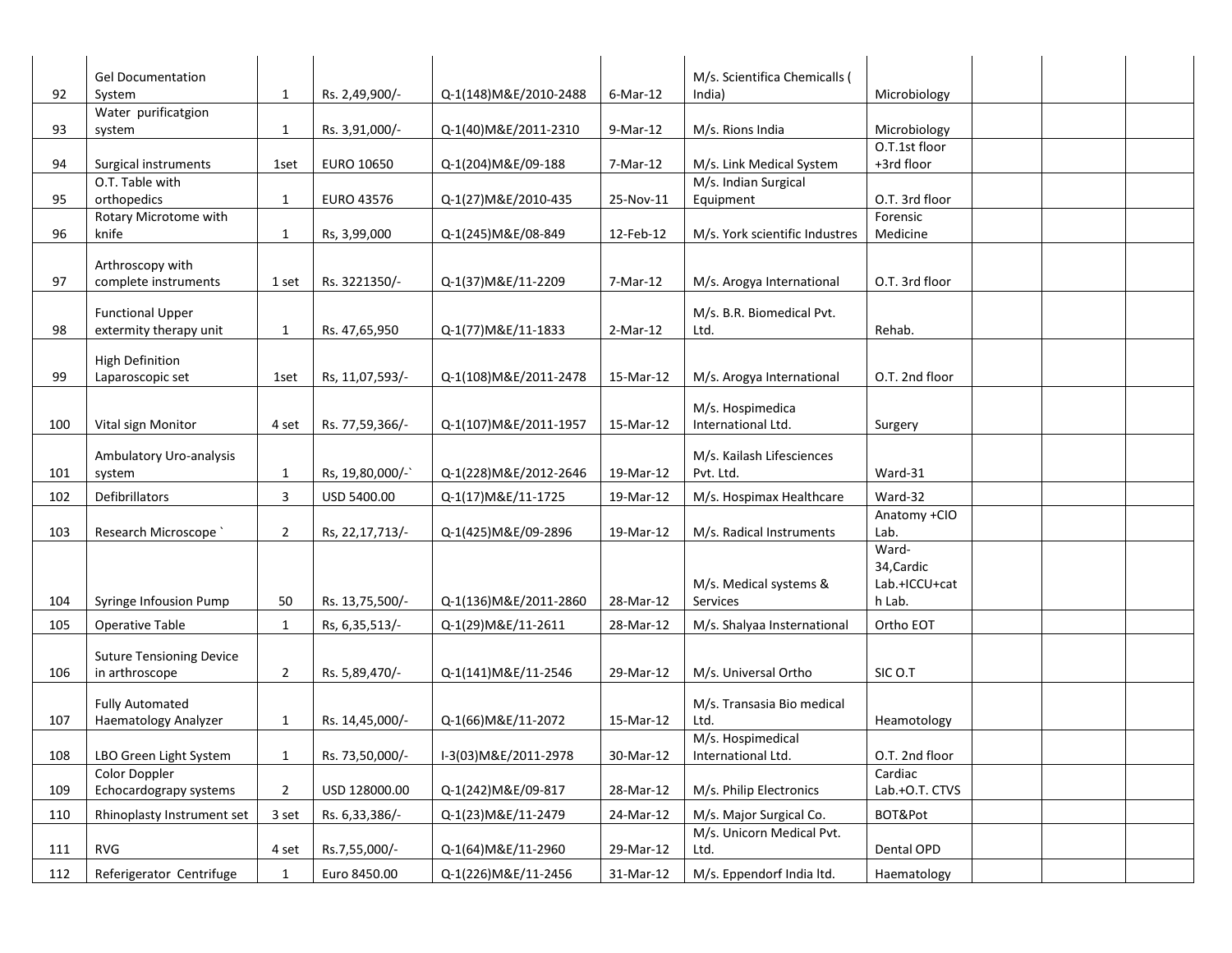| | | | | | | | | | | |
|---|---|---|---|---|---|---|---|---|---|---|
| 92 | Gel Documentation System | 1 | Rs. 2,49,900/- | Q-1(148)M&E/2010-2488 | 6-Mar-12 | M/s. Scientifica Chemicalls ( India) | Microbiology | | | |
| 93 | Water purificatgion system | 1 | Rs. 3,91,000/- | Q-1(40)M&E/2011-2310 | 9-Mar-12 | M/s. Rions India | Microbiology | | | |
| 94 | Surgical instruments | 1set | EURO 10650 | Q-1(204)M&E/09-188 | 7-Mar-12 | M/s. Link Medical System | O.T.1st floor +3rd floor | | | |
| 95 | O.T. Table with orthopedics | 1 | EURO 43576 | Q-1(27)M&E/2010-435 | 25-Nov-11 | M/s. Indian Surgical Equipment | O.T. 3rd floor | | | |
| 96 | Rotary Microtome with knife | 1 | Rs, 3,99,000 | Q-1(245)M&E/08-849 | 12-Feb-12 | M/s. York scientific Industres | Forensic Medicine | | | |
| 97 | Arthroscopy with complete instruments | 1 set | Rs. 3221350/- | Q-1(37)M&E/11-2209 | 7-Mar-12 | M/s. Arogya International | O.T. 3rd floor | | | |
| 98 | Functional Upper extermity therapy unit | 1 | Rs. 47,65,950 | Q-1(77)M&E/11-1833 | 2-Mar-12 | M/s. B.R. Biomedical Pvt. Ltd. | Rehab. | | | |
| 99 | High Definition Laparoscopic set | 1set | Rs, 11,07,593/- | Q-1(108)M&E/2011-2478 | 15-Mar-12 | M/s. Arogya International | O.T. 2nd floor | | | |
| 100 | Vital sign Monitor | 4 set | Rs. 77,59,366/- | Q-1(107)M&E/2011-1957 | 15-Mar-12 | M/s. Hospimedica International Ltd. | Surgery | | | |
| 101 | Ambulatory Uro-analysis system | 1 | Rs, 19,80,000/-` | Q-1(228)M&E/2012-2646 | 19-Mar-12 | M/s. Kailash Lifesciences Pvt. Ltd. | Ward-31 | | | |
| 102 | Defibrillators | 3 | USD 5400.00 | Q-1(17)M&E/11-1725 | 19-Mar-12 | M/s. Hospimax Healthcare | Ward-32 | | | |
| 103 | Research Microscope ` | 2 | Rs, 22,17,713/- | Q-1(425)M&E/09-2896 | 19-Mar-12 | M/s. Radical Instruments | Anatomy +CIO Lab. | | | |
| 104 | Syringe Infousion Pump | 50 | Rs. 13,75,500/- | Q-1(136)M&E/2011-2860 | 28-Mar-12 | M/s. Medical systems & Services | Ward-34,Cardic Lab.+ICCU+cath Lab. | | | |
| 105 | Operative Table | 1 | Rs, 6,35,513/- | Q-1(29)M&E/11-2611 | 28-Mar-12 | M/s. Shalyaa Insternational | Ortho EOT | | | |
| 106 | Suture Tensioning Device in arthroscope | 2 | Rs. 5,89,470/- | Q-1(141)M&E/11-2546 | 29-Mar-12 | M/s. Universal Ortho | SIC O.T | | | |
| 107 | Fully Automated Haematology Analyzer | 1 | Rs. 14,45,000/- | Q-1(66)M&E/11-2072 | 15-Mar-12 | M/s. Transasia Bio medical Ltd. | Heamotology | | | |
| 108 | LBO Green Light System | 1 | Rs. 73,50,000/- | I-3(03)M&E/2011-2978 | 30-Mar-12 | M/s. Hospimedical International Ltd. | O.T. 2nd floor | | | |
| 109 | Color Doppler Echocardograpy systems | 2 | USD 128000.00 | Q-1(242)M&E/09-817 | 28-Mar-12 | M/s. Philip Electronics | Cardiac Lab.+O.T. CTVS | | | |
| 110 | Rhinoplasty Instrument set | 3 set | Rs. 6,33,386/- | Q-1(23)M&E/11-2479 | 24-Mar-12 | M/s. Major Surgical Co. | BOT&Pot | | | |
| 111 | RVG | 4 set | Rs.7,55,000/- | Q-1(64)M&E/11-2960 | 29-Mar-12 | M/s. Unicorn Medical Pvt. Ltd. | Dental OPD | | | |
| 112 | Referigerator Centrifuge | 1 | Euro 8450.00 | Q-1(226)M&E/11-2456 | 31-Mar-12 | M/s. Eppendorf India ltd. | Haematology | | | |